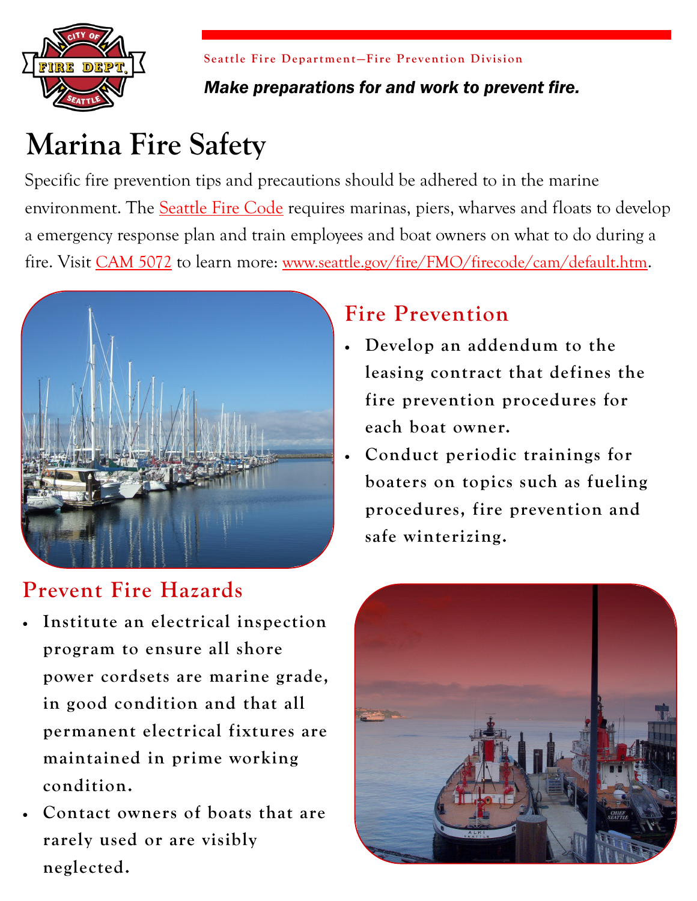Seattle Fire Department—Fire Prevention Division

***Make preparations for and work to prevent fire.***

# Marina Fire Safety

Specific fire prevention tips and precautions should be adhered to in the marine environment. The Seattle Fire Code requires marinas, piers, wharves and floats to develop a emergency response plan and train employees and boat owners on what to do during a fire. Visit CAM 5072 to learn more: www.seattle.gov/fire/FMO/firecode/cam/default.htm.

## Fire Prevention

- **Develop an addendum to the leasing contract that defines the fire prevention procedures for each boat owner.**
- **Conduct periodic trainings for boaters on topics such as fueling procedures, fire prevention and safe winterizing.**

## Prevent Fire Hazards

- **Institute an electrical inspection program to ensure all shore power cordsets are marine grade, in good condition and that all permanent electrical fixtures are maintained in prime working condition.**
- **Contact owners of boats that are rarely used or are visibly neglected.**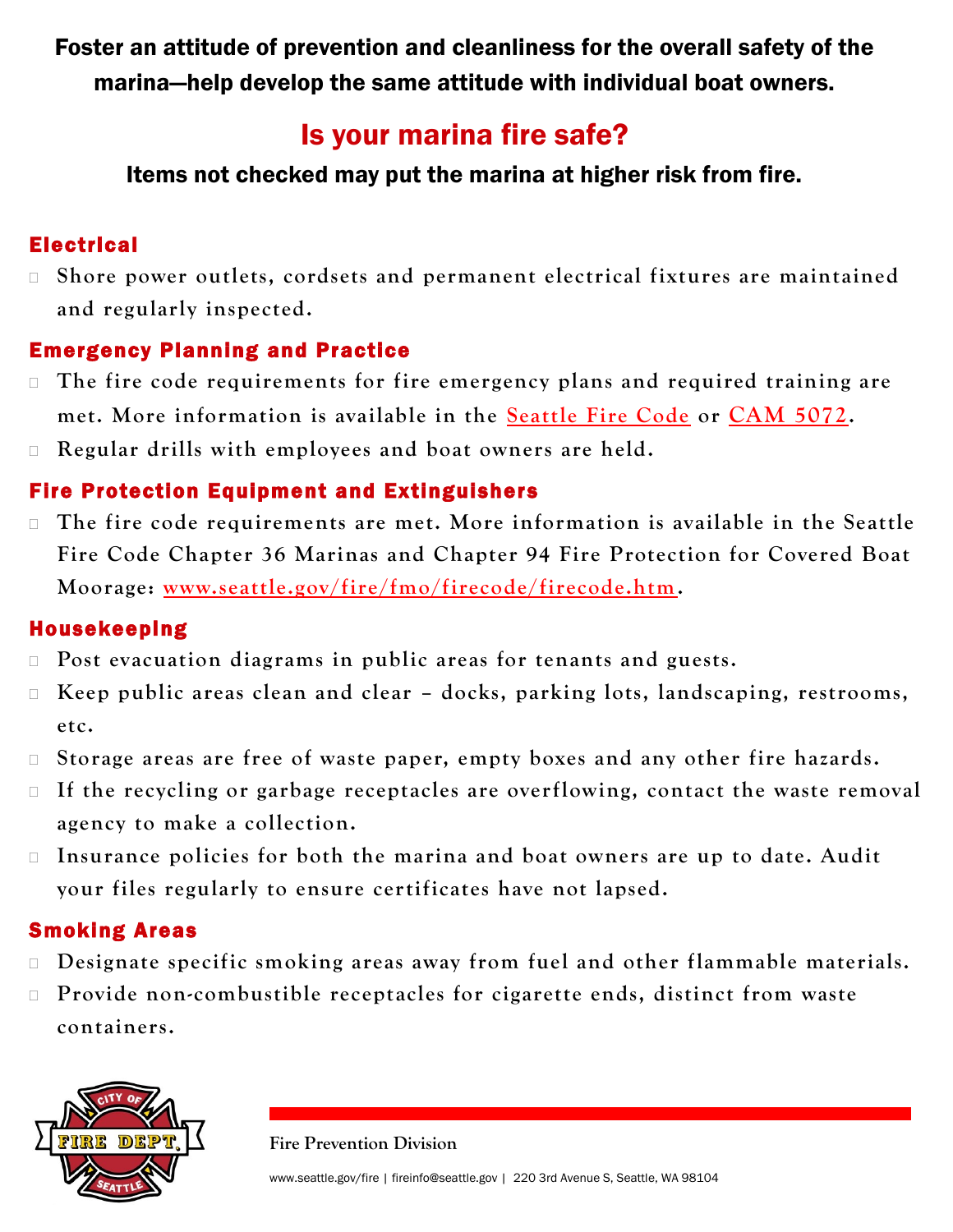**Foster an attitude of prevention and cleanliness for the overall safety of the marina—help develop the same attitude with individual boat owners.**

# Is your marina fire safe?

**Items not checked may put the marina at higher risk from fire.**

## Electrical

- ☐ Shore power outlets, cordsets and permanent electrical fixtures are maintained and regularly inspected.

## Emergency Planning and Practice

- ☐ The fire code requirements for fire emergency plans and required training are met. More information is available in the Seattle Fire Code or CAM 5072.
- ☐ Regular drills with employees and boat owners are held.

## Fire Protection Equipment and Extinguishers

- ☐ The fire code requirements are met. More information is available in the Seattle Fire Code Chapter 36 Marinas and Chapter 94 Fire Protection for Covered Boat Moorage: www.seattle.gov/fire/fmo/firecode/firecode.htm.

## Housekeeping

- ☐ Post evacuation diagrams in public areas for tenants and guests.
- ☐ Keep public areas clean and clear – docks, parking lots, landscaping, restrooms, etc.
- ☐ Storage areas are free of waste paper, empty boxes and any other fire hazards.
- ☐ If the recycling or garbage receptacles are overflowing, contact the waste removal agency to make a collection.
- ☐ Insurance policies for both the marina and boat owners are up to date. Audit your files regularly to ensure certificates have not lapsed.

## Smoking Areas

- ☐ Designate specific smoking areas away from fuel and other flammable materials.
- ☐ Provide non-combustible receptacles for cigarette ends, distinct from waste containers.

CITY OF FIRE DEPT. SEATTLE

**Fire Prevention Division**

www.seattle.gov/fire | fireinfo@seattle.gov | 220 3rd Avenue S, Seattle, WA 98104